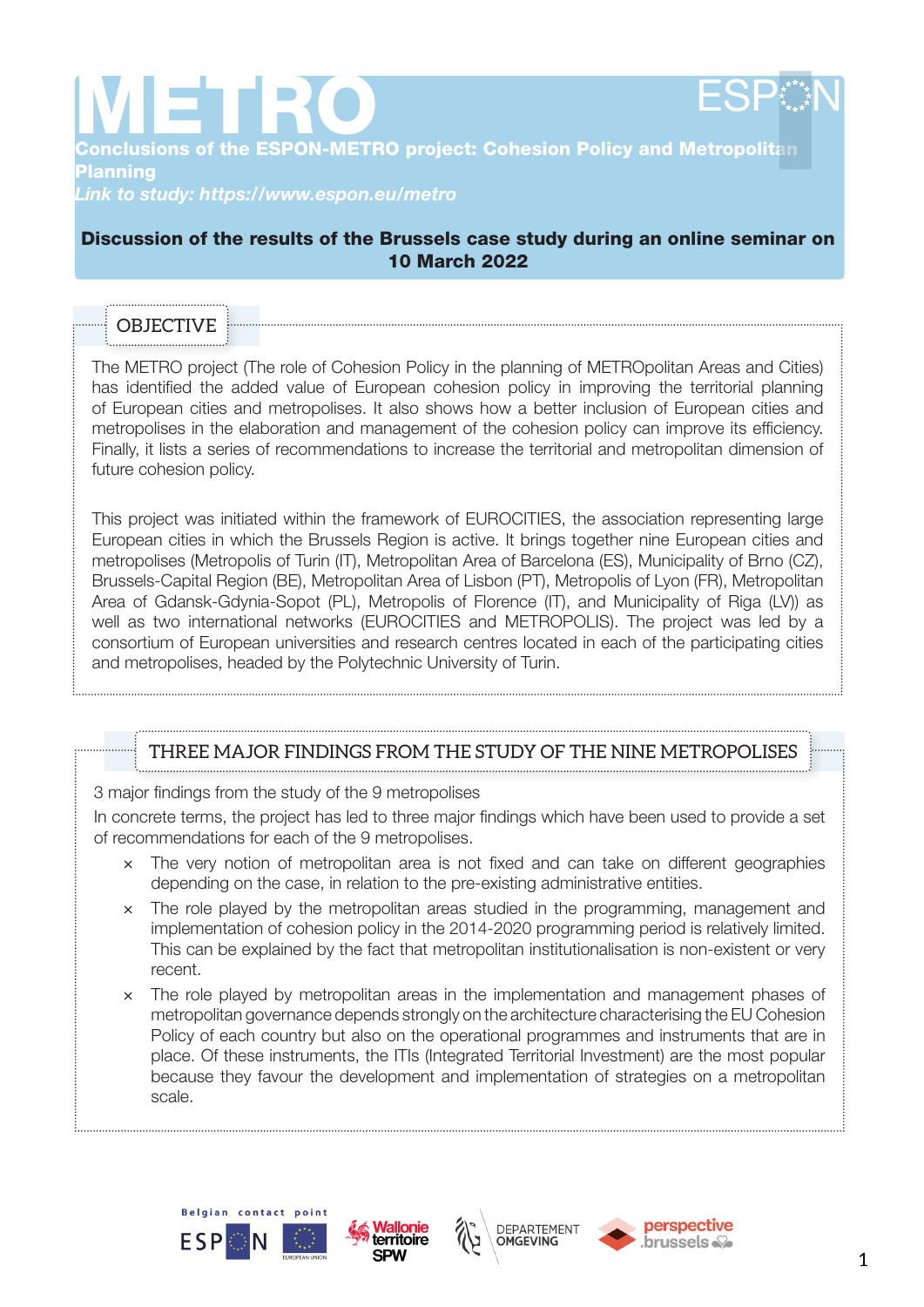# METRO

**Conclusions of the ESPON-METRO project: Cohesion Policy and Metropolitan Planning**

*Link to study: https://www.espon.eu/metro*

**Discussion of the results of the Brussels case study during an online seminar on 10 March 2022**

## OBJECTIVE

The METRO project (The role of Cohesion Policy in the planning of METROpolitan Areas and Cities) has identified the added value of European cohesion policy in improving the territorial planning of European cities and metropolises. It also shows how a better inclusion of European cities and metropolises in the elaboration and management of the cohesion policy can improve its efficiency. Finally, it lists a series of recommendations to increase the territorial and metropolitan dimension of future cohesion policy.

This project was initiated within the framework of EUROCITIES, the association representing large European cities in which the Brussels Region is active. It brings together nine European cities and metropolises (Metropolis of Turin (IT), Metropolitan Area of Barcelona (ES), Municipality of Brno (CZ), Brussels-Capital Region (BE), Metropolitan Area of Lisbon (PT), Metropolis of Lyon (FR), Metropolitan Area of Gdansk-Gdynia-Sopot (PL), Metropolis of Florence (IT), and Municipality of Riga (LV)) as well as two international networks (EUROCITIES and METROPOLIS). The project was led by a consortium of European universities and research centres located in each of the participating cities and metropolises, headed by the Polytechnic University of Turin.

## THREE MAJOR FINDINGS FROM THE STUDY OF THE NINE METROPOLISES

3 major findings from the study of the 9 metropolises

In concrete terms, the project has led to three major findings which have been used to provide a set of recommendations for each of the 9 metropolises.

- The very notion of metropolitan area is not fixed and can take on different geographies depending on the case, in relation to the pre-existing administrative entities.
- The role played by the metropolitan areas studied in the programming, management and implementation of cohesion policy in the 2014-2020 programming period is relatively limited. This can be explained by the fact that metropolitan institutionalisation is non-existent or very recent.
- The role played by metropolitan areas in the implementation and management phases of metropolitan governance depends strongly on the architecture characterising the EU Cohesion Policy of each country but also on the operational programmes and instruments that are in place. Of these instruments, the ITIs (Integrated Territorial Investment) are the most popular because they favour the development and implementation of strategies on a metropolitan scale.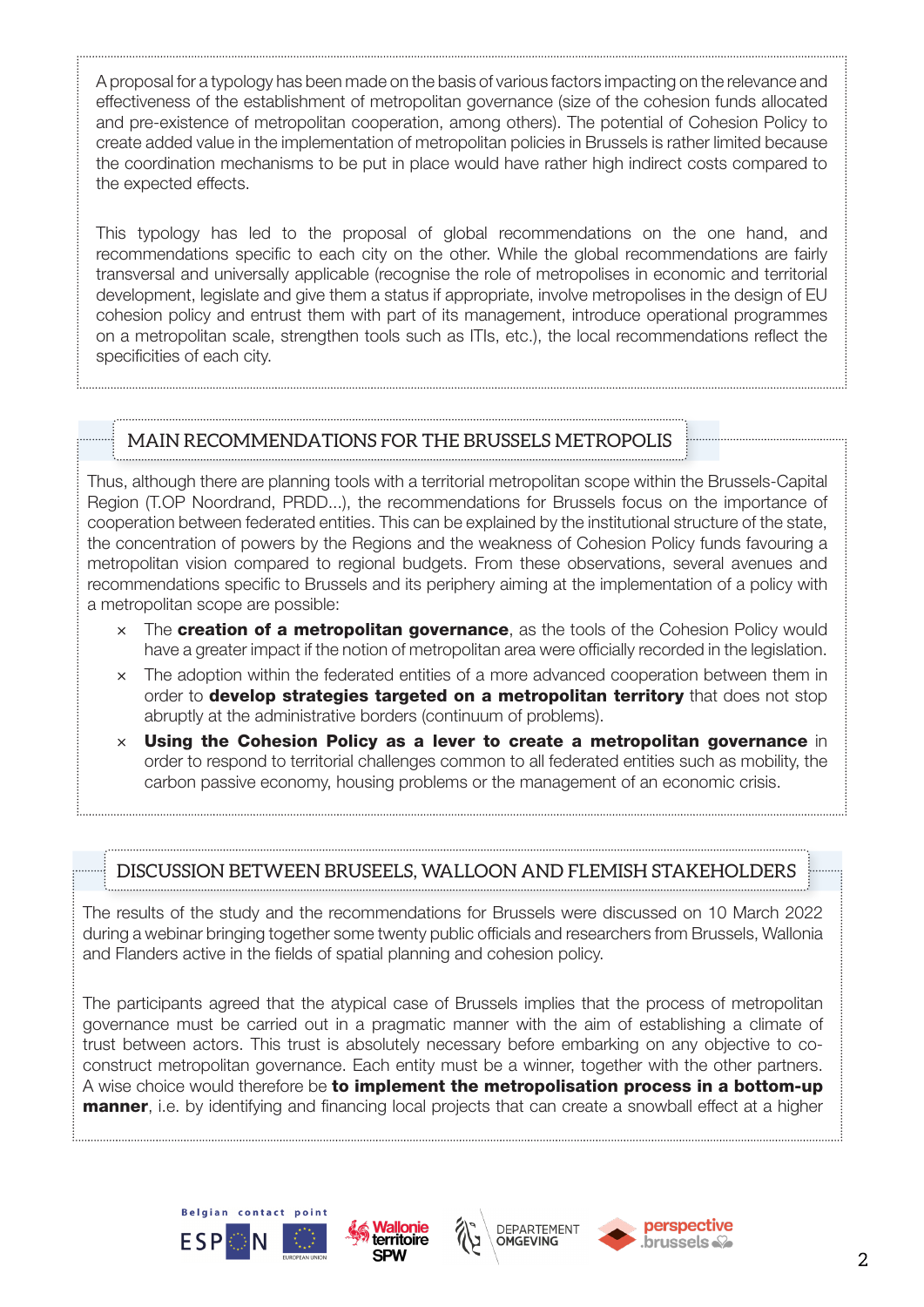A proposal for a typology has been made on the basis of various factors impacting on the relevance and effectiveness of the establishment of metropolitan governance (size of the cohesion funds allocated and pre-existence of metropolitan cooperation, among others). The potential of Cohesion Policy to create added value in the implementation of metropolitan policies in Brussels is rather limited because the coordination mechanisms to be put in place would have rather high indirect costs compared to the expected effects.

This typology has led to the proposal of global recommendations on the one hand, and recommendations specific to each city on the other. While the global recommendations are fairly transversal and universally applicable (recognise the role of metropolises in economic and territorial development, legislate and give them a status if appropriate, involve metropolises in the design of EU cohesion policy and entrust them with part of its management, introduce operational programmes on a metropolitan scale, strengthen tools such as ITIs, etc.), the local recommendations reflect the specificities of each city.

## MAIN RECOMMENDATIONS FOR THE BRUSSELS METROPOLIS

Thus, although there are planning tools with a territorial metropolitan scope within the Brussels-Capital Region (T.OP Noordrand, PRDD...), the recommendations for Brussels focus on the importance of cooperation between federated entities. This can be explained by the institutional structure of the state, the concentration of powers by the Regions and the weakness of Cohesion Policy funds favouring a metropolitan vision compared to regional budgets. From these observations, several avenues and recommendations specific to Brussels and its periphery aiming at the implementation of a policy with a metropolitan scope are possible:

- The **creation of a metropolitan governance**, as the tools of the Cohesion Policy would have a greater impact if the notion of metropolitan area were officially recorded in the legislation.
- The adoption within the federated entities of a more advanced cooperation between them in order to **develop strategies targeted on a metropolitan territory** that does not stop abruptly at the administrative borders (continuum of problems).
- **Using the Cohesion Policy as a lever to create a metropolitan governance** in order to respond to territorial challenges common to all federated entities such as mobility, the carbon passive economy, housing problems or the management of an economic crisis.

## DISCUSSION BETWEEN BRUSEELS, WALLOON AND FLEMISH STAKEHOLDERS

The results of the study and the recommendations for Brussels were discussed on 10 March 2022 during a webinar bringing together some twenty public officials and researchers from Brussels, Wallonia and Flanders active in the fields of spatial planning and cohesion policy.

The participants agreed that the atypical case of Brussels implies that the process of metropolitan governance must be carried out in a pragmatic manner with the aim of establishing a climate of trust between actors. This trust is absolutely necessary before embarking on any objective to co-construct metropolitan governance. Each entity must be a winner, together with the other partners. A wise choice would therefore be **to implement the metropolisation process in a bottom-up manner**, i.e. by identifying and financing local projects that can create a snowball effect at a higher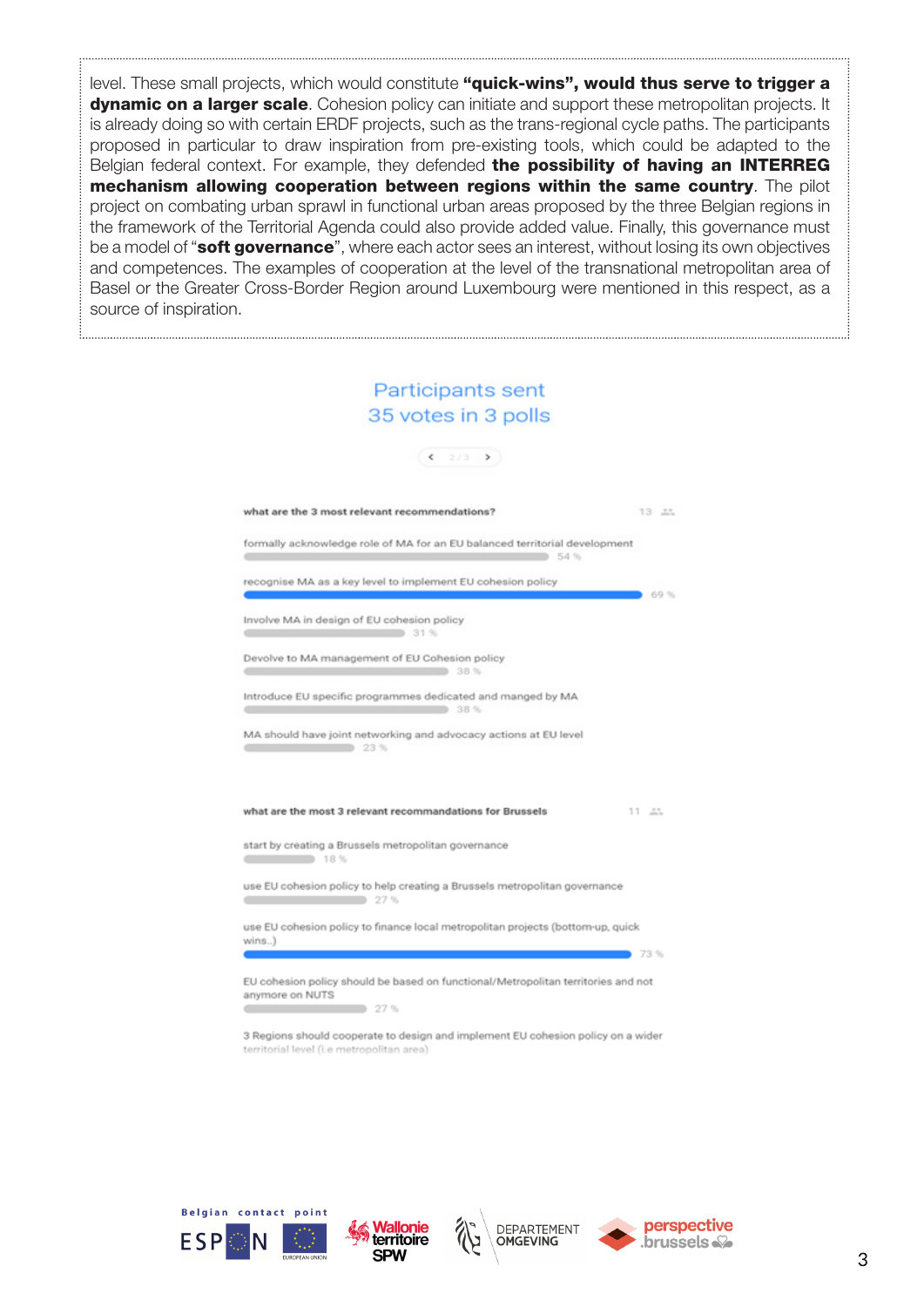level. These small projects, which would constitute **"quick-wins", would thus serve to trigger a dynamic on a larger scale**. Cohesion policy can initiate and support these metropolitan projects. It is already doing so with certain ERDF projects, such as the trans-regional cycle paths. The participants proposed in particular to draw inspiration from pre-existing tools, which could be adapted to the Belgian federal context. For example, they defended **the possibility of having an INTERREG mechanism allowing cooperation between regions within the same country**. The pilot project on combating urban sprawl in functional urban areas proposed by the three Belgian regions in the framework of the Territorial Agenda could also provide added value. Finally, this governance must be a model of "**soft governance**", where each actor sees an interest, without losing its own objectives and competences. The examples of cooperation at the level of the transnational metropolitan area of Basel or the Greater Cross-Border Region around Luxembourg were mentioned in this respect, as a source of inspiration.

Participants sent
35 votes in 3 polls

2 / 3

**what are the 3 most relevant recommendations?** 13

formally acknowledge role of MA for an EU balanced territorial development
54 %

recognise MA as a key level to implement EU cohesion policy
69 %

Involve MA in design of EU cohesion policy
31 %

Devolve to MA management of EU Cohesion policy
38 %

Introduce EU specific programmes dedicated and manged by MA
38 %

MA should have joint networking and advocacy actions at EU level
23 %

**what are the most 3 relevant recommandations for Brussels** 11

start by creating a Brussels metropolitan governance
18 %

use EU cohesion policy to help creating a Brussels metropolitan governance
27 %

use EU cohesion policy to finance local metropolitan projects (bottom-up, quick wins..)
73 %

EU cohesion policy should be based on functional/Metropolitan territories and not anymore on NUTS
27 %

3 Regions should cooperate to design and implement EU cohesion policy on a wider territorial level (i.e metropolitan area)

Belgian contact point ESPON — Wallonie territoire SPW — DEPARTEMENT OMGEVING — perspective.brussels